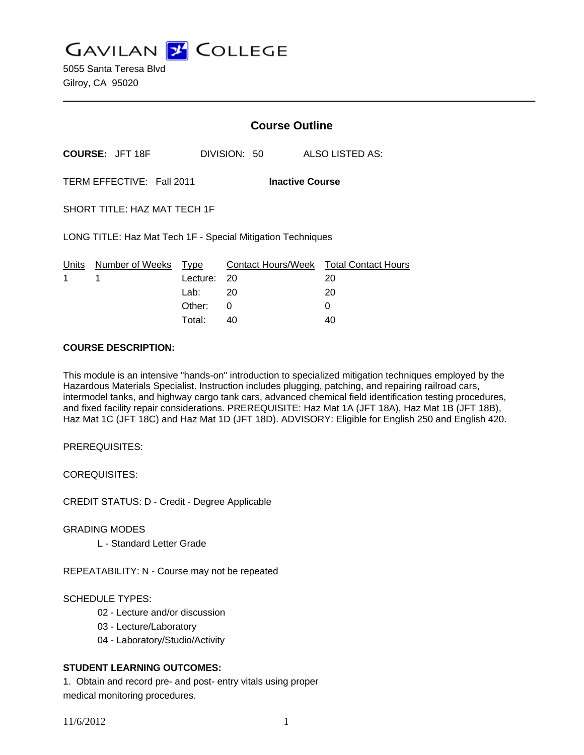# GAVILAN COLLEGE

5055 Santa Teresa Blvd
Gilroy, CA 95020

---

## Course Outline

**COURSE:** JFT 18F DIVISION: 50 ALSO LISTED AS:

TERM EFFECTIVE: Fall 2011 **Inactive Course**

SHORT TITLE: HAZ MAT TECH 1F

LONG TITLE: Haz Mat Tech 1F - Special Mitigation Techniques

| Units | Number of Weeks | Type | Contact Hours/Week | Total Contact Hours |
|---|---|---|---|---|
| 1 | 1 | Lecture: | 20 | 20 |
| | | Lab: | 20 | 20 |
| | | Other: | 0 | 0 |
| | | Total: | 40 | 40 |

**COURSE DESCRIPTION:**

This module is an intensive "hands-on" introduction to specialized mitigation techniques employed by the Hazardous Materials Specialist. Instruction includes plugging, patching, and repairing railroad cars, intermodel tanks, and highway cargo tank cars, advanced chemical field identification testing procedures, and fixed facility repair considerations. PREREQUISITE: Haz Mat 1A (JFT 18A), Haz Mat 1B (JFT 18B), Haz Mat 1C (JFT 18C) and Haz Mat 1D (JFT 18D). ADVISORY: Eligible for English 250 and English 420.

PREREQUISITES:

COREQUISITES:

CREDIT STATUS: D - Credit - Degree Applicable

GRADING MODES

L - Standard Letter Grade

REPEATABILITY: N - Course may not be repeated

SCHEDULE TYPES:

02 - Lecture and/or discussion
03 - Lecture/Laboratory
04 - Laboratory/Studio/Activity

**STUDENT LEARNING OUTCOMES:**

1. Obtain and record pre- and post- entry vitals using proper medical monitoring procedures.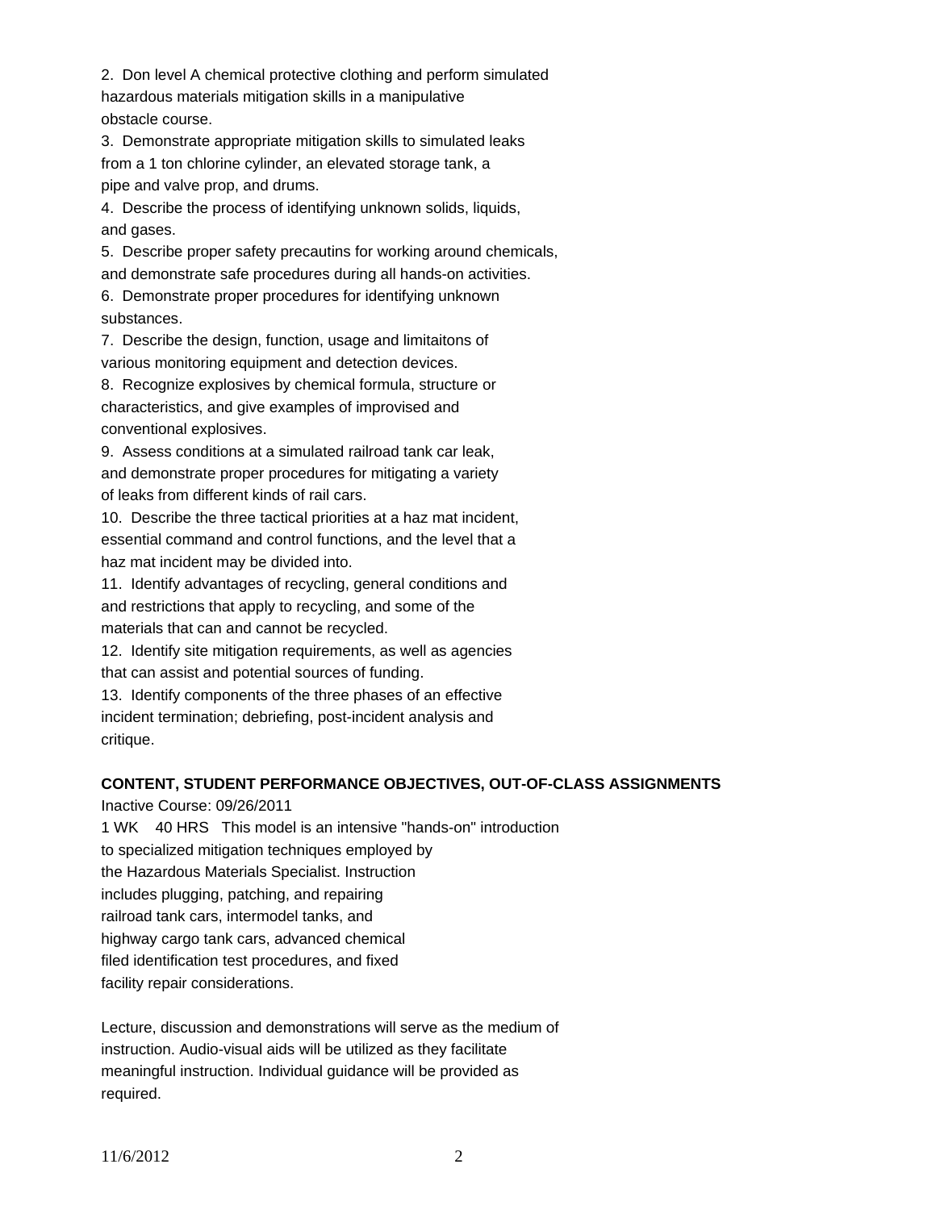2. Don level A chemical protective clothing and perform simulated hazardous materials mitigation skills in a manipulative obstacle course.
3. Demonstrate appropriate mitigation skills to simulated leaks from a 1 ton chlorine cylinder, an elevated storage tank, a pipe and valve prop, and drums.
4. Describe the process of identifying unknown solids, liquids, and gases.
5. Describe proper safety precautins for working around chemicals, and demonstrate safe procedures during all hands-on activities.
6. Demonstrate proper procedures for identifying unknown substances.
7. Describe the design, function, usage and limitaitons of various monitoring equipment and detection devices.
8. Recognize explosives by chemical formula, structure or characteristics, and give examples of improvised and conventional explosives.
9. Assess conditions at a simulated railroad tank car leak, and demonstrate proper procedures for mitigating a variety of leaks from different kinds of rail cars.
10. Describe the three tactical priorities at a haz mat incident, essential command and control functions, and the level that a haz mat incident may be divided into.
11. Identify advantages of recycling, general conditions and and restrictions that apply to recycling, and some of the materials that can and cannot be recycled.
12. Identify site mitigation requirements, as well as agencies that can assist and potential sources of funding.
13. Identify components of the three phases of an effective incident termination; debriefing, post-incident analysis and critique.

**CONTENT, STUDENT PERFORMANCE OBJECTIVES, OUT-OF-CLASS ASSIGNMENTS**

Inactive Course: 09/26/2011

1 WK 40 HRS This model is an intensive "hands-on" introduction to specialized mitigation techniques employed by the Hazardous Materials Specialist. Instruction includes plugging, patching, and repairing railroad tank cars, intermodel tanks, and highway cargo tank cars, advanced chemical filed identification test procedures, and fixed facility repair considerations.

Lecture, discussion and demonstrations will serve as the medium of instruction. Audio-visual aids will be utilized as they facilitate meaningful instruction. Individual guidance will be provided as required.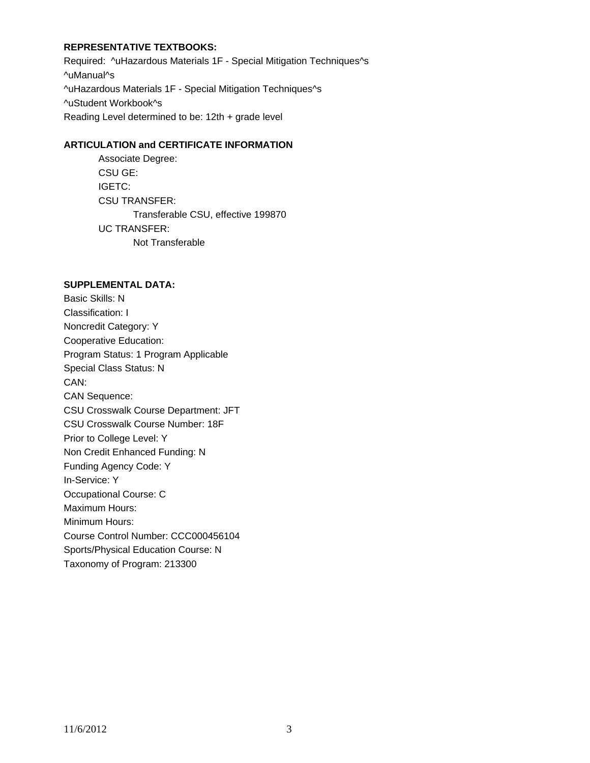**REPRESENTATIVE TEXTBOOKS:**

Required: ^uHazardous Materials 1F - Special Mitigation Techniques^s
^uManual^s
^uHazardous Materials 1F - Special Mitigation Techniques^s
^uStudent Workbook^s
Reading Level determined to be: 12th + grade level

**ARTICULATION and CERTIFICATE INFORMATION**

Associate Degree:
CSU GE:
IGETC:
CSU TRANSFER:
Transferable CSU, effective 199870
UC TRANSFER:
Not Transferable

**SUPPLEMENTAL DATA:**

Basic Skills: N
Classification: I
Noncredit Category: Y
Cooperative Education:
Program Status: 1 Program Applicable
Special Class Status: N
CAN:
CAN Sequence:
CSU Crosswalk Course Department: JFT
CSU Crosswalk Course Number: 18F
Prior to College Level: Y
Non Credit Enhanced Funding: N
Funding Agency Code: Y
In-Service: Y
Occupational Course: C
Maximum Hours:
Minimum Hours:
Course Control Number: CCC000456104
Sports/Physical Education Course: N
Taxonomy of Program: 213300